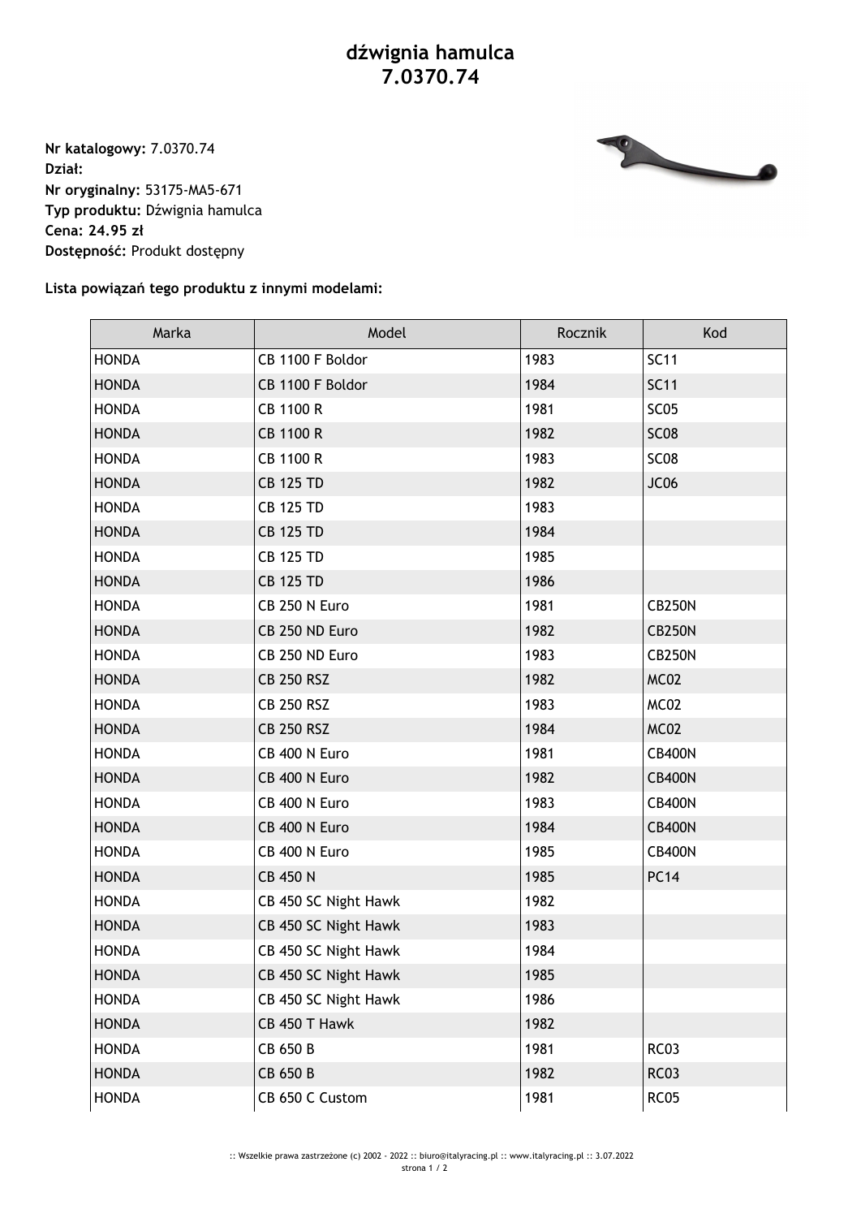# dźwignia hamulca 7.0370.74

**Nr katalogowy:** 7.0370.74
**Dział:**
**Nr oryginalny:** 53175-MA5-671
**Typ produktu:** Dźwignia hamulca
**Cena: 24.95 zł**
**Dostępność:** Produkt dostępny

**Lista powiązań tego produktu z innymi modelami:**

| Marka | Model | Rocznik | Kod |
|---|---|---|---|
| HONDA | CB 1100 F Boldor | 1983 | SC11 |
| HONDA | CB 1100 F Boldor | 1984 | SC11 |
| HONDA | CB 1100 R | 1981 | SC05 |
| HONDA | CB 1100 R | 1982 | SC08 |
| HONDA | CB 1100 R | 1983 | SC08 |
| HONDA | CB 125 TD | 1982 | JC06 |
| HONDA | CB 125 TD | 1983 | |
| HONDA | CB 125 TD | 1984 | |
| HONDA | CB 125 TD | 1985 | |
| HONDA | CB 125 TD | 1986 | |
| HONDA | CB 250 N Euro | 1981 | CB250N |
| HONDA | CB 250 ND Euro | 1982 | CB250N |
| HONDA | CB 250 ND Euro | 1983 | CB250N |
| HONDA | CB 250 RSZ | 1982 | MC02 |
| HONDA | CB 250 RSZ | 1983 | MC02 |
| HONDA | CB 250 RSZ | 1984 | MC02 |
| HONDA | CB 400 N Euro | 1981 | CB400N |
| HONDA | CB 400 N Euro | 1982 | CB400N |
| HONDA | CB 400 N Euro | 1983 | CB400N |
| HONDA | CB 400 N Euro | 1984 | CB400N |
| HONDA | CB 400 N Euro | 1985 | CB400N |
| HONDA | CB 450 N | 1985 | PC14 |
| HONDA | CB 450 SC Night Hawk | 1982 | |
| HONDA | CB 450 SC Night Hawk | 1983 | |
| HONDA | CB 450 SC Night Hawk | 1984 | |
| HONDA | CB 450 SC Night Hawk | 1985 | |
| HONDA | CB 450 SC Night Hawk | 1986 | |
| HONDA | CB 450 T Hawk | 1982 | |
| HONDA | CB 650 B | 1981 | RC03 |
| HONDA | CB 650 B | 1982 | RC03 |
| HONDA | CB 650 C Custom | 1981 | RC05 |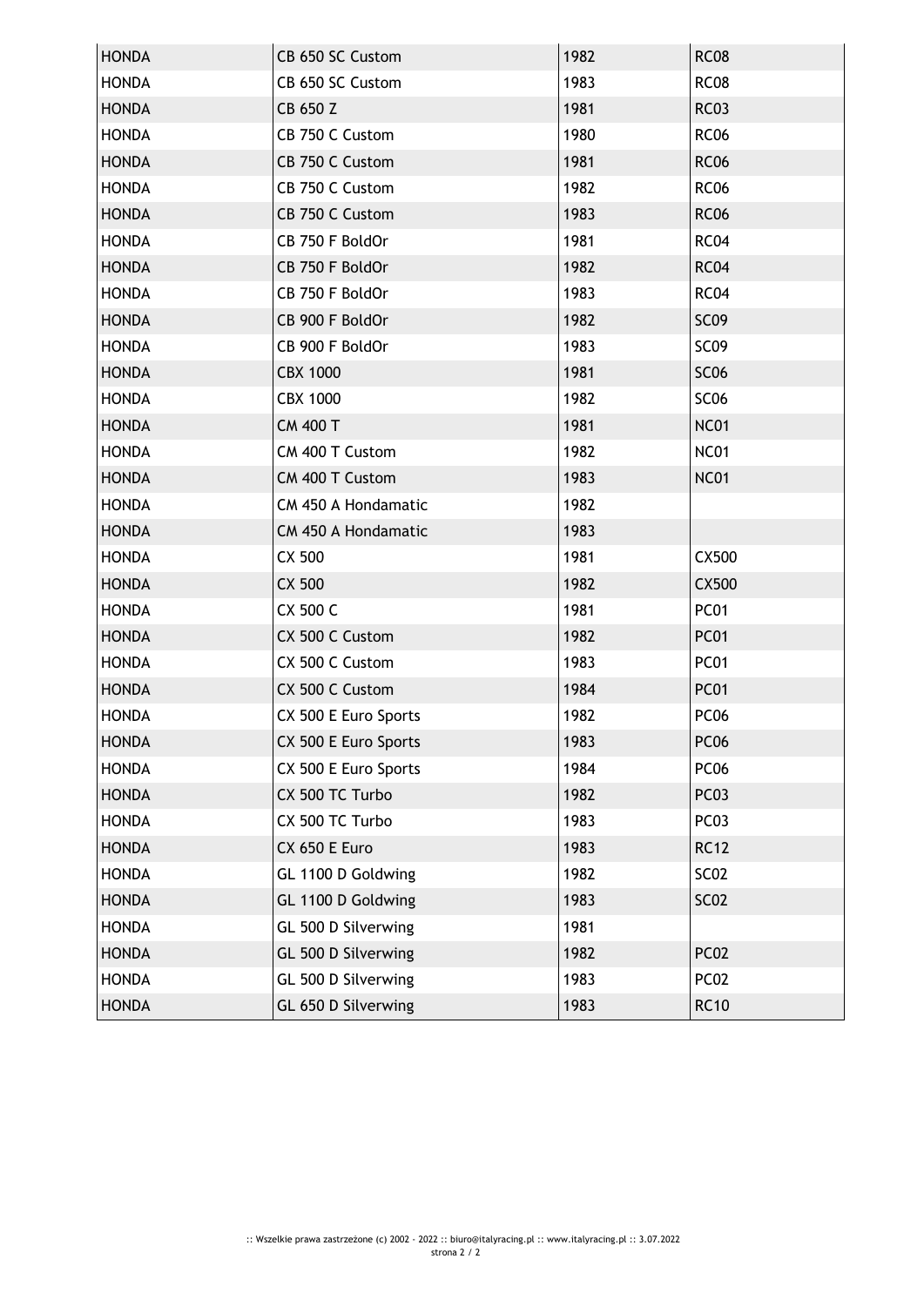| | | | |
|---|---|---|---|
| HONDA | CB 650 SC Custom | 1982 | RC08 |
| HONDA | CB 650 SC Custom | 1983 | RC08 |
| HONDA | CB 650 Z | 1981 | RC03 |
| HONDA | CB 750 C Custom | 1980 | RC06 |
| HONDA | CB 750 C Custom | 1981 | RC06 |
| HONDA | CB 750 C Custom | 1982 | RC06 |
| HONDA | CB 750 C Custom | 1983 | RC06 |
| HONDA | CB 750 F BoldOr | 1981 | RC04 |
| HONDA | CB 750 F BoldOr | 1982 | RC04 |
| HONDA | CB 750 F BoldOr | 1983 | RC04 |
| HONDA | CB 900 F BoldOr | 1982 | SC09 |
| HONDA | CB 900 F BoldOr | 1983 | SC09 |
| HONDA | CBX 1000 | 1981 | SC06 |
| HONDA | CBX 1000 | 1982 | SC06 |
| HONDA | CM 400 T | 1981 | NC01 |
| HONDA | CM 400 T Custom | 1982 | NC01 |
| HONDA | CM 400 T Custom | 1983 | NC01 |
| HONDA | CM 450 A Hondamatic | 1982 | |
| HONDA | CM 450 A Hondamatic | 1983 | |
| HONDA | CX 500 | 1981 | CX500 |
| HONDA | CX 500 | 1982 | CX500 |
| HONDA | CX 500 C | 1981 | PC01 |
| HONDA | CX 500 C Custom | 1982 | PC01 |
| HONDA | CX 500 C Custom | 1983 | PC01 |
| HONDA | CX 500 C Custom | 1984 | PC01 |
| HONDA | CX 500 E Euro Sports | 1982 | PC06 |
| HONDA | CX 500 E Euro Sports | 1983 | PC06 |
| HONDA | CX 500 E Euro Sports | 1984 | PC06 |
| HONDA | CX 500 TC Turbo | 1982 | PC03 |
| HONDA | CX 500 TC Turbo | 1983 | PC03 |
| HONDA | CX 650 E Euro | 1983 | RC12 |
| HONDA | GL 1100 D Goldwing | 1982 | SC02 |
| HONDA | GL 1100 D Goldwing | 1983 | SC02 |
| HONDA | GL 500 D Silverwing | 1981 | |
| HONDA | GL 500 D Silverwing | 1982 | PC02 |
| HONDA | GL 500 D Silverwing | 1983 | PC02 |
| HONDA | GL 650 D Silverwing | 1983 | RC10 |

:: Wszelkie prawa zastrzeżone (c) 2002 - 2022 :: biuro@italyracing.pl :: www.italyracing.pl :: 3.07.2022